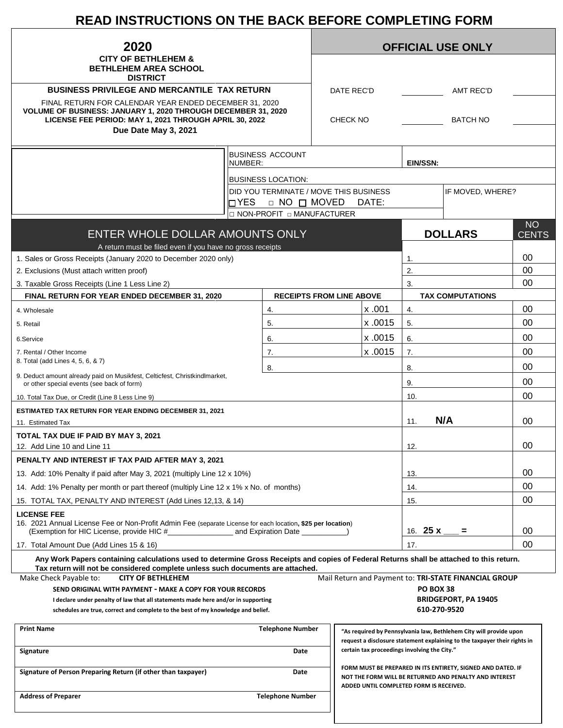# READ INSTRUCTIONS ON THE BACK BEFORE COMPLETING FORM

## 2020

**CITY OF BETHLEHEM & BETHLEHEM AREA SCHOOL DISTRICT**

**BUSINESS PRIVILEGE AND MERCANTILE TAX RETURN**

FINAL RETURN FOR CALENDAR YEAR ENDED DECEMBER 31, 2020
**VOLUME OF BUSINESS: JANUARY 1, 2020 THROUGH DECEMBER 31, 2020**
**LICENSE FEE PERIOD: MAY 1, 2021 THROUGH APRIL 30, 2022**
**Due Date May 3, 2021**

| **OFFICIAL USE ONLY** | | | |
|---|---|---|---|
| DATE REC'D | | AMT REC'D | |
| CHECK NO | | BATCH NO | |

| BUSINESS ACCOUNT NUMBER: | **EIN/SSN:** |
|---|---|
| BUSINESS LOCATION: | |
| DID YOU TERMINATE / MOVE THIS BUSINESS ☐ YES ☐ NO ☐ MOVED DATE: | IF MOVED, WHERE? |
| ☐ NON-PROFIT ☐ MANUFACTURER | |

| ENTER WHOLE DOLLAR AMOUNTS ONLY<br>A return must be filed even if you have no gross receipts | | | **DOLLARS** | NO CENTS |
|---|---|---|---|---|
| 1. Sales or Gross Receipts (January 2020 to December 2020 only) | | | 1. | 00 |
| 2. Exclusions (Must attach written proof) | | | 2. | 00 |
| 3. Taxable Gross Receipts (Line 1 Less Line 2) | | | 3. | 00 |
| **FINAL RETURN FOR YEAR ENDED DECEMBER 31, 2020** | **RECEIPTS FROM LINE ABOVE** | | **TAX COMPUTATIONS** | |
| 4. Wholesale | 4. | x .001 | 4. | 00 |
| 5. Retail | 5. | x .0015 | 5. | 00 |
| 6.Service | 6. | x .0015 | 6. | 00 |
| 7. Rental / Other Income | 7. | x .0015 | 7. | 00 |
| 8. Total (add Lines 4, 5, 6, & 7) | 8. | | 8. | 00 |
| 9. Deduct amount already paid on Musikfest, Celticfest, Christkindlmarket, or other special events (see back of form) | | | 9. | 00 |
| 10. Total Tax Due, or Credit (Line 8 Less Line 9) | | | 10. | 00 |
| **ESTIMATED TAX RETURN FOR YEAR ENDING DECEMBER 31, 2021**<br>11. Estimated Tax | | | 11. **N/A** | 00 |
| **TOTAL TAX DUE IF PAID BY MAY 3, 2021**<br>12. Add Line 10 and Line 11 | | | 12. | 00 |
| **PENALTY AND INTEREST IF TAX PAID AFTER MAY 3, 2021** | | | | |
| 13. Add: 10% Penalty if paid after May 3, 2021 (multiply Line 12 x 10%) | | | 13. | 00 |
| 14. Add: 1% Penalty per month or part thereof (multiply Line 12 x 1% x No. of months) | | | 14. | 00 |
| 15. TOTAL TAX, PENALTY AND INTEREST (Add Lines 12,13, & 14) | | | 15. | 00 |
| **LICENSE FEE**<br>16. 2021 Annual License Fee or Non-Profit Admin Fee (separate License for each location, **$25 per location**) (Exemption for HIC License, provide HIC #_______________ and Expiration Date __________) | | | 16. **25 x ___ =** | 00 |
| 17. Total Amount Due (Add Lines 15 & 16) | | | 17. | 00 |

**Any Work Papers containing calculations used to determine Gross Receipts and copies of Federal Returns shall be attached to this return. Tax return will not be considered complete unless such documents are attached.**

Make Check Payable to: **CITY OF BETHLEHEM**

Mail Return and Payment to: **TRI-STATE FINANCIAL GROUP**
**PO BOX 38**
**BRIDGEPORT, PA 19405**
**610-270-9520**

**SEND ORIGINAL WITH PAYMENT - MAKE A COPY FOR YOUR RECORDS**

**I declare under penalty of law that all statements made here and/or in supporting schedules are true, correct and complete to the best of my knowledge and belief.**

| **Print Name** | **Telephone Number** |
|---|---|
| **Signature** | **Date** |
| **Signature of Person Preparing Return (if other than taxpayer)** | **Date** |
| **Address of Preparer** | **Telephone Number** |

**"As required by Pennsylvania law, Bethlehem City will provide upon request a disclosure statement explaining to the taxpayer their rights in certain tax proceedings involving the City."**

**FORM MUST BE PREPARED IN ITS ENTIRETY, SIGNED AND DATED. IF NOT THE FORM WILL BE RETURNED AND PENALTY AND INTEREST ADDED UNTIL COMPLETED FORM IS RECEIVED.**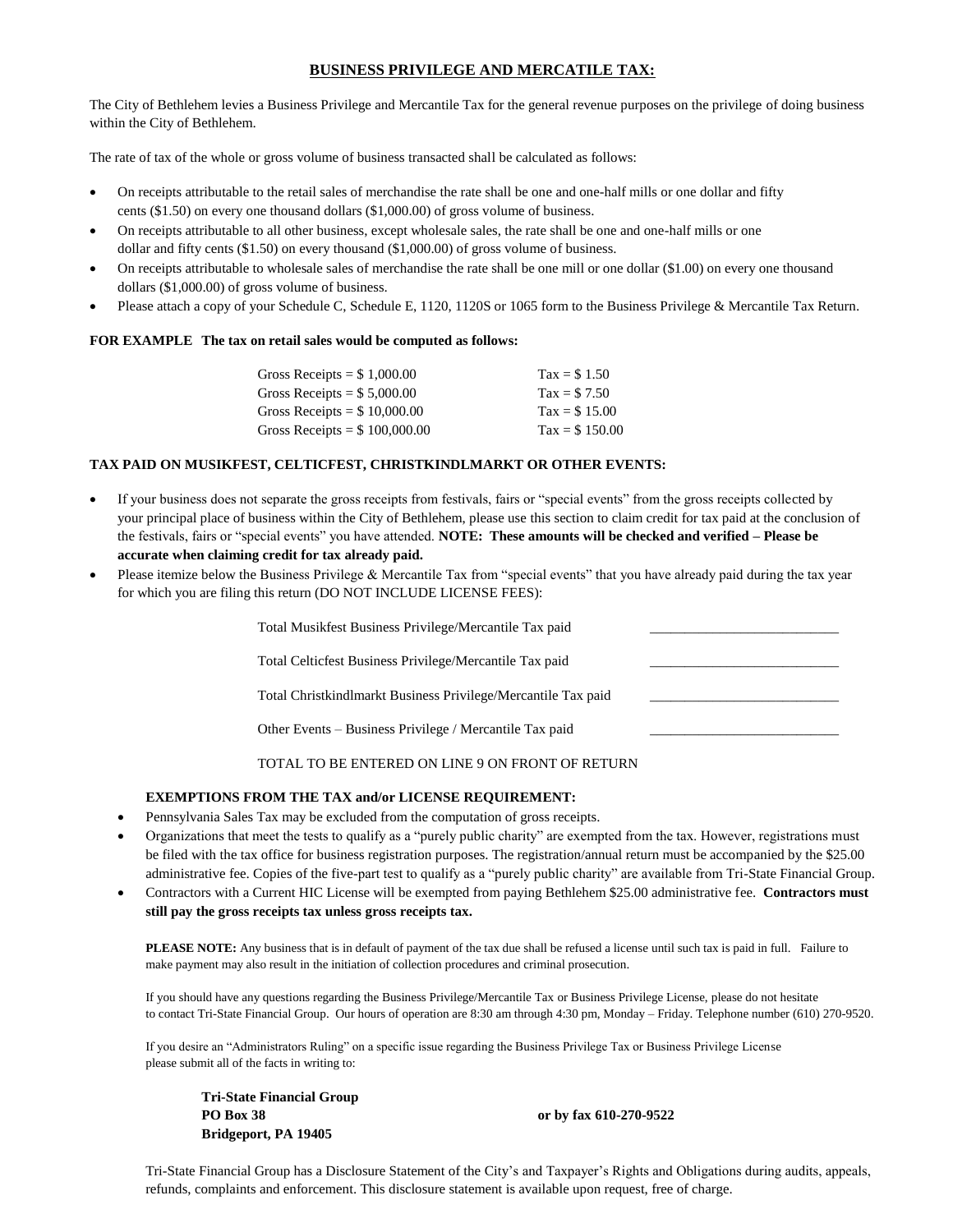## BUSINESS PRIVILEGE AND MERCATILE TAX:

The City of Bethlehem levies a Business Privilege and Mercantile Tax for the general revenue purposes on the privilege of doing business within the City of Bethlehem.

The rate of tax of the whole or gross volume of business transacted shall be calculated as follows:

- On receipts attributable to the retail sales of merchandise the rate shall be one and one-half mills or one dollar and fifty cents ($1.50) on every one thousand dollars ($1,000.00) of gross volume of business.
- On receipts attributable to all other business, except wholesale sales, the rate shall be one and one-half mills or one dollar and fifty cents ($1.50) on every thousand ($1,000.00) of gross volume of business.
- On receipts attributable to wholesale sales of merchandise the rate shall be one mill or one dollar ($1.00) on every one thousand dollars ($1,000.00) of gross volume of business.
- Please attach a copy of your Schedule C, Schedule E, 1120, 1120S or 1065 form to the Business Privilege & Mercantile Tax Return.

**FOR EXAMPLE The tax on retail sales would be computed as follows:**

| | |
|---|---|
| Gross Receipts = $ 1,000.00 | Tax = $ 1.50 |
| Gross Receipts = $ 5,000.00 | Tax = $ 7.50 |
| Gross Receipts = $ 10,000.00 | Tax = $ 15.00 |
| Gross Receipts = $ 100,000.00 | Tax = $ 150.00 |

**TAX PAID ON MUSIKFEST, CELTICFEST, CHRISTKINDLMARKT OR OTHER EVENTS:**

- If your business does not separate the gross receipts from festivals, fairs or "special events" from the gross receipts collected by your principal place of business within the City of Bethlehem, please use this section to claim credit for tax paid at the conclusion of the festivals, fairs or "special events" you have attended. **NOTE: These amounts will be checked and verified – Please be accurate when claiming credit for tax already paid.**
- Please itemize below the Business Privilege & Mercantile Tax from "special events" that you have already paid during the tax year for which you are filing this return (DO NOT INCLUDE LICENSE FEES):

Total Musikfest Business Privilege/Mercantile Tax paid \_\_\_\_\_\_\_\_\_\_\_\_\_\_\_\_\_\_\_\_\_\_\_\_\_\_

Total Celticfest Business Privilege/Mercantile Tax paid \_\_\_\_\_\_\_\_\_\_\_\_\_\_\_\_\_\_\_\_\_\_\_\_\_\_

Total Christkindlmarkt Business Privilege/Mercantile Tax paid \_\_\_\_\_\_\_\_\_\_\_\_\_\_\_\_\_\_\_\_\_\_\_\_\_\_

Other Events – Business Privilege / Mercantile Tax paid \_\_\_\_\_\_\_\_\_\_\_\_\_\_\_\_\_\_\_\_\_\_\_\_\_\_

TOTAL TO BE ENTERED ON LINE 9 ON FRONT OF RETURN

**EXEMPTIONS FROM THE TAX and/or LICENSE REQUIREMENT:**

- Pennsylvania Sales Tax may be excluded from the computation of gross receipts.
- Organizations that meet the tests to qualify as a "purely public charity" are exempted from the tax. However, registrations must be filed with the tax office for business registration purposes. The registration/annual return must be accompanied by the $25.00 administrative fee. Copies of the five-part test to qualify as a "purely public charity" are available from Tri-State Financial Group.
- Contractors with a Current HIC License will be exempted from paying Bethlehem $25.00 administrative fee. **Contractors must still pay the gross receipts tax unless gross receipts tax.**

**PLEASE NOTE:** Any business that is in default of payment of the tax due shall be refused a license until such tax is paid in full. Failure to make payment may also result in the initiation of collection procedures and criminal prosecution.

If you should have any questions regarding the Business Privilege/Mercantile Tax or Business Privilege License, please do not hesitate to contact Tri-State Financial Group. Our hours of operation are 8:30 am through 4:30 pm, Monday – Friday. Telephone number (610) 270-9520.

If you desire an "Administrators Ruling" on a specific issue regarding the Business Privilege Tax or Business Privilege License please submit all of the facts in writing to:

**Tri-State Financial Group**
**PO Box 38**
**Bridgeport, PA 19405**

**or by fax 610-270-9522**

Tri-State Financial Group has a Disclosure Statement of the City's and Taxpayer's Rights and Obligations during audits, appeals, refunds, complaints and enforcement. This disclosure statement is available upon request, free of charge.